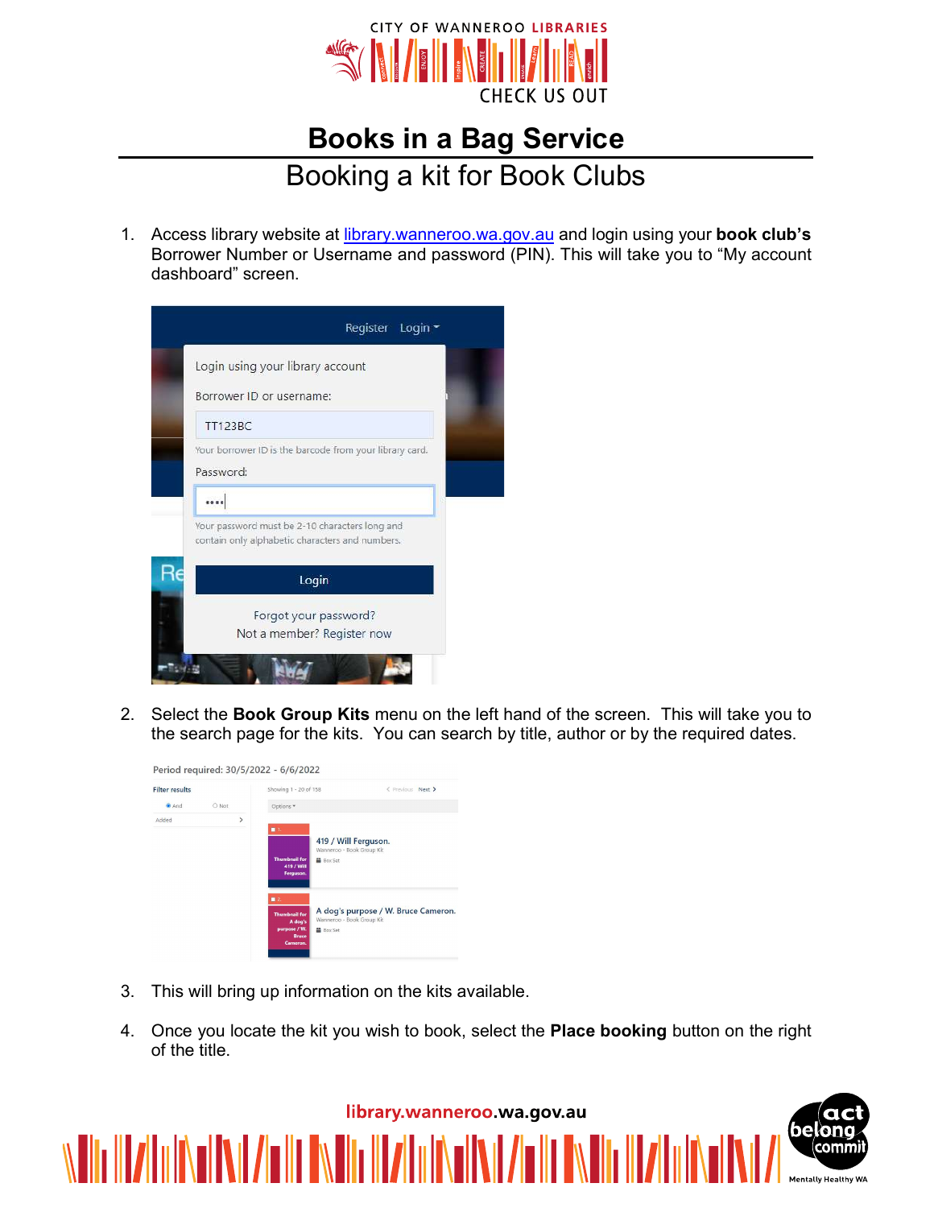# Books in a Bag Service

## Booking a kit for Book Clubs

1. Access library website at [library.wanneroo.wa.gov.au](library.wanneroo.wa.gov.au) and login using your **book club's** Borrower Number or Username and password (PIN). This will take you to "My account dashboard" screen.

2. Select the **Book Group Kits** menu on the left hand of the screen. This will take you to the search page for the kits. You can search by title, author or by the required dates.

3. This will bring up information on the kits available.

4. Once you locate the kit you wish to book, select the **Place booking** button on the right of the title.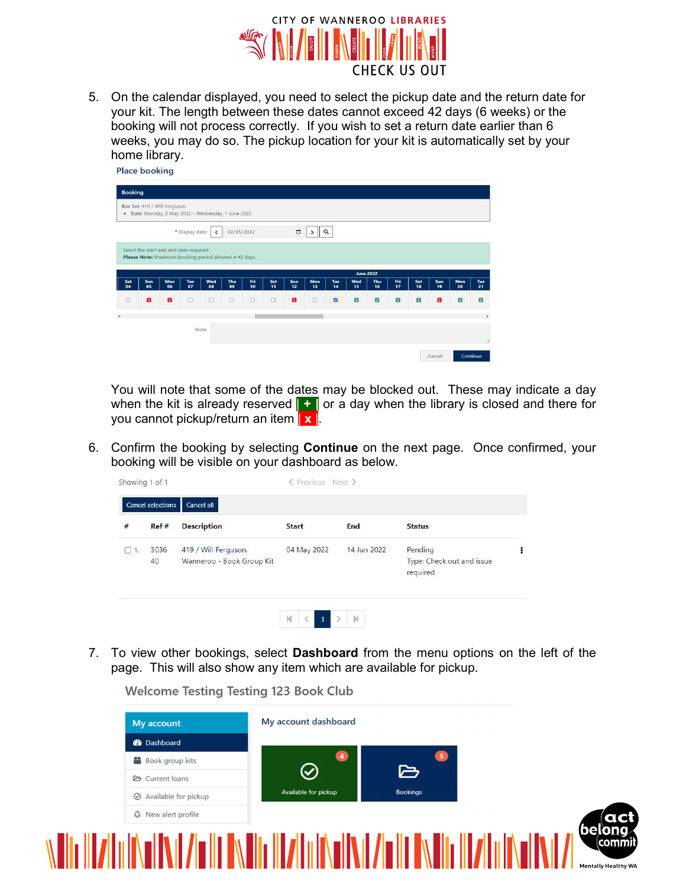5. On the calendar displayed, you need to select the pickup date and the return date for your kit. The length between these dates cannot exceed 42 days (6 weeks) or the booking will not process correctly. If you wish to set a return date earlier than 6 weeks, you may do so. The pickup location for your kit is automatically set by your home library.

Place booking

Booking

Box Set: 419 / Will Ferguson.

- Date: Monday, 2 May 2022 - Wednesday, 1 June 2022

\* Display date: 02/05/2022

Select the start and end date required.
**Please Note:** Maximum booking period allowed is 42 days.

June 2022

Sat 04, Sun 05, Mon 06, Tue 07, Wed 08, Thu 09, Fri 10, Sat 11, Sun 12, Mon 13, Tue 14, Wed 15, Thu 16, Fri 17, Sat 18, Sun 19, Mon 20, Tue 21

Note:

Cancel Continue

You will note that some of the dates may be blocked out. These may indicate a day when the kit is already reserved [+] or a day when the library is closed and there for you cannot pickup/return an item [x].

6. Confirm the booking by selecting **Continue** on the next page. Once confirmed, your booking will be visible on your dashboard as below.

Showing 1 of 1 &nbsp;&nbsp; Previous Next

Cancel selections &nbsp; Cancel all

| # | Ref # | Description | Start | End | Status |
|---|---|---|---|---|---|
| 1. | 3036 40 | 419 / Will Ferguson. Wanneroo - Book Group Kit | 04 May 2022 | 14 Jun 2022 | Pending Type: Check out and issue required |

7. To view other bookings, select **Dashboard** from the menu options on the left of the page. This will also show any item which are available for pickup.

Welcome Testing Testing 123 Book Club

My account
- Dashboard
- Book group kits
- Current loans
- Available for pickup
- New alert profile

My account dashboard

4 Available for pickup

5 Bookings